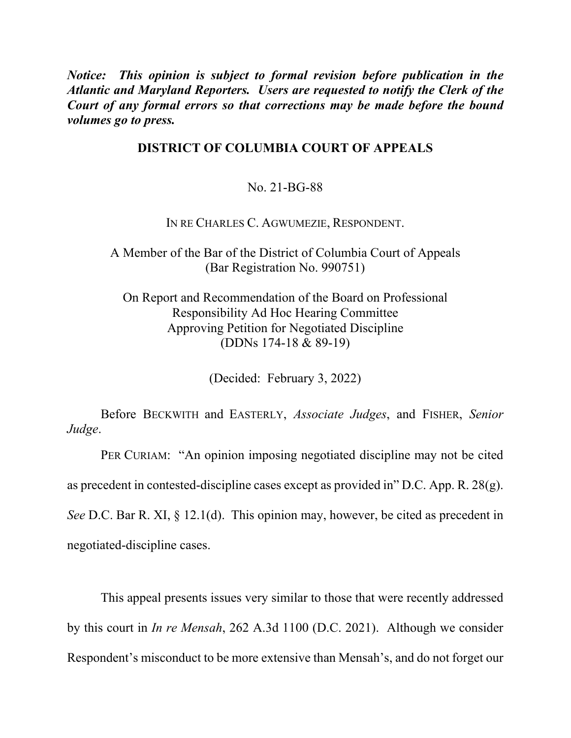***Notice: This opinion is subject to formal revision before publication in the Atlantic and Maryland Reporters. Users are requested to notify the Clerk of the Court of any formal errors so that corrections may be made before the bound volumes go to press.***

**DISTRICT OF COLUMBIA COURT OF APPEALS**

No. 21-BG-88

IN RE CHARLES C. AGWUMEZIE, RESPONDENT.

A Member of the Bar of the District of Columbia Court of Appeals
(Bar Registration No. 990751)

On Report and Recommendation of the Board on Professional Responsibility Ad Hoc Hearing Committee Approving Petition for Negotiated Discipline
(DDNs 174-18 & 89-19)

(Decided: February 3, 2022)

Before BECKWITH and EASTERLY, *Associate Judges*, and FISHER, *Senior Judge*.

PER CURIAM: "An opinion imposing negotiated discipline may not be cited as precedent in contested-discipline cases except as provided in" D.C. App. R. 28(g). *See* D.C. Bar R. XI, § 12.1(d). This opinion may, however, be cited as precedent in negotiated-discipline cases.

This appeal presents issues very similar to those that were recently addressed by this court in *In re Mensah*, 262 A.3d 1100 (D.C. 2021). Although we consider Respondent's misconduct to be more extensive than Mensah's, and do not forget our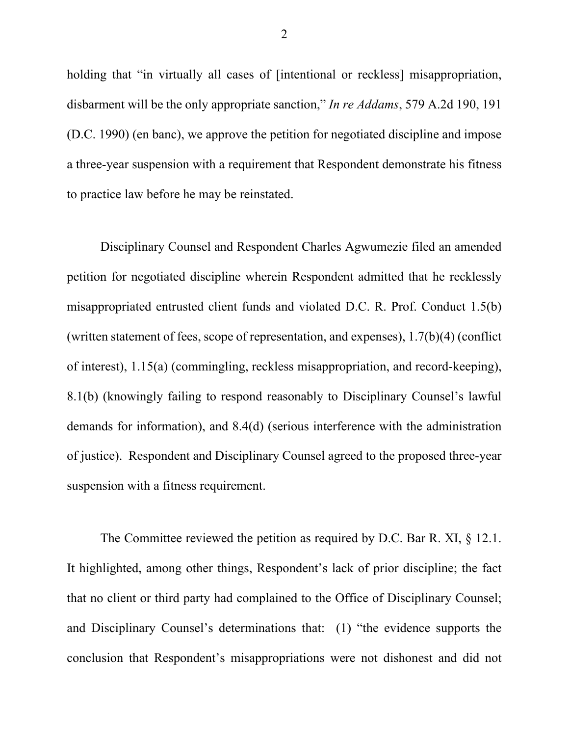holding that "in virtually all cases of [intentional or reckless] misappropriation, disbarment will be the only appropriate sanction," *In re Addams*, 579 A.2d 190, 191 (D.C. 1990) (en banc), we approve the petition for negotiated discipline and impose a three-year suspension with a requirement that Respondent demonstrate his fitness to practice law before he may be reinstated.

Disciplinary Counsel and Respondent Charles Agwumezie filed an amended petition for negotiated discipline wherein Respondent admitted that he recklessly misappropriated entrusted client funds and violated D.C. R. Prof. Conduct 1.5(b) (written statement of fees, scope of representation, and expenses), 1.7(b)(4) (conflict of interest), 1.15(a) (commingling, reckless misappropriation, and record-keeping), 8.1(b) (knowingly failing to respond reasonably to Disciplinary Counsel's lawful demands for information), and 8.4(d) (serious interference with the administration of justice). Respondent and Disciplinary Counsel agreed to the proposed three-year suspension with a fitness requirement.

The Committee reviewed the petition as required by D.C. Bar R. XI, § 12.1. It highlighted, among other things, Respondent's lack of prior discipline; the fact that no client or third party had complained to the Office of Disciplinary Counsel; and Disciplinary Counsel's determinations that: (1) "the evidence supports the conclusion that Respondent's misappropriations were not dishonest and did not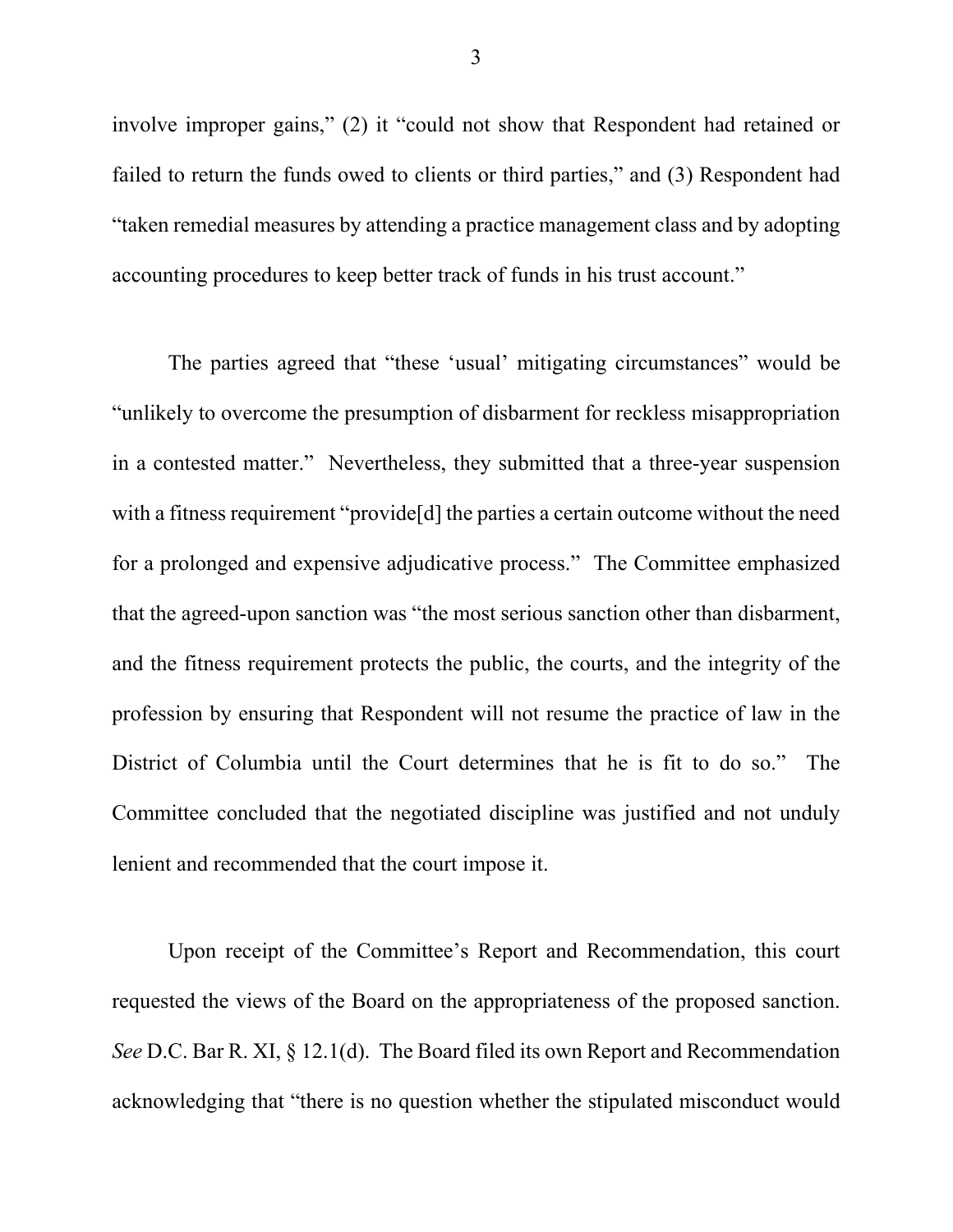involve improper gains," (2) it "could not show that Respondent had retained or failed to return the funds owed to clients or third parties," and (3) Respondent had "taken remedial measures by attending a practice management class and by adopting accounting procedures to keep better track of funds in his trust account."

The parties agreed that "these 'usual' mitigating circumstances" would be "unlikely to overcome the presumption of disbarment for reckless misappropriation in a contested matter." Nevertheless, they submitted that a three-year suspension with a fitness requirement "provide[d] the parties a certain outcome without the need for a prolonged and expensive adjudicative process." The Committee emphasized that the agreed-upon sanction was "the most serious sanction other than disbarment, and the fitness requirement protects the public, the courts, and the integrity of the profession by ensuring that Respondent will not resume the practice of law in the District of Columbia until the Court determines that he is fit to do so." The Committee concluded that the negotiated discipline was justified and not unduly lenient and recommended that the court impose it.

Upon receipt of the Committee's Report and Recommendation, this court requested the views of the Board on the appropriateness of the proposed sanction. *See* D.C. Bar R. XI, § 12.1(d). The Board filed its own Report and Recommendation acknowledging that "there is no question whether the stipulated misconduct would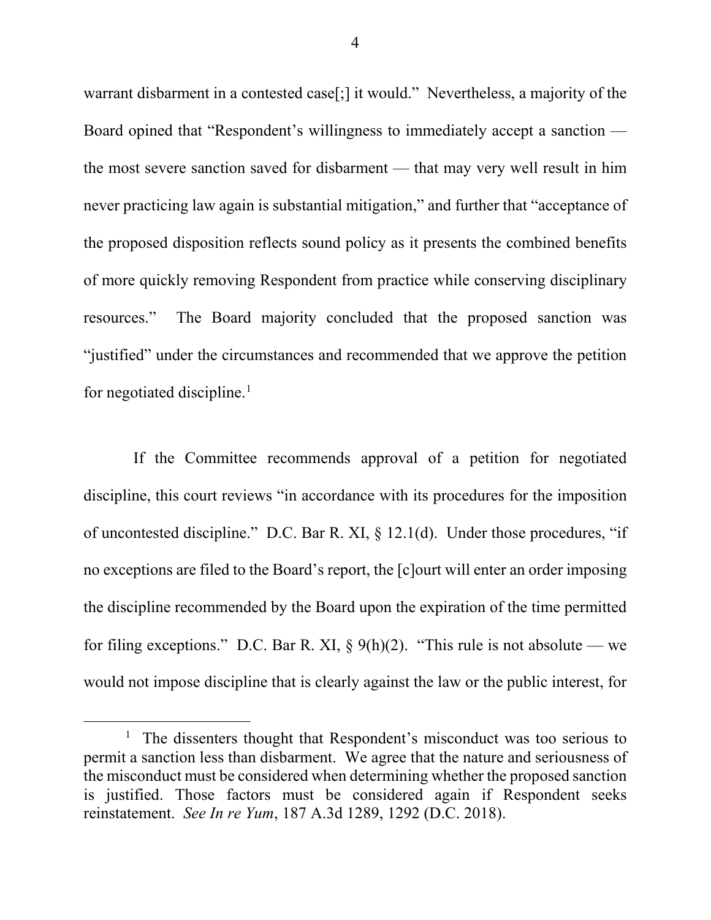warrant disbarment in a contested case[;] it would." Nevertheless, a majority of the Board opined that "Respondent's willingness to immediately accept a sanction — the most severe sanction saved for disbarment — that may very well result in him never practicing law again is substantial mitigation," and further that "acceptance of the proposed disposition reflects sound policy as it presents the combined benefits of more quickly removing Respondent from practice while conserving disciplinary resources." The Board majority concluded that the proposed sanction was "justified" under the circumstances and recommended that we approve the petition for negotiated discipline.[1]

If the Committee recommends approval of a petition for negotiated discipline, this court reviews "in accordance with its procedures for the imposition of uncontested discipline." D.C. Bar R. XI, § 12.1(d). Under those procedures, "if no exceptions are filed to the Board's report, the [c]ourt will enter an order imposing the discipline recommended by the Board upon the expiration of the time permitted for filing exceptions." D.C. Bar R. XI, § 9(h)(2). "This rule is not absolute — we would not impose discipline that is clearly against the law or the public interest, for

[1] The dissenters thought that Respondent's misconduct was too serious to permit a sanction less than disbarment. We agree that the nature and seriousness of the misconduct must be considered when determining whether the proposed sanction is justified. Those factors must be considered again if Respondent seeks reinstatement. *See In re Yum*, 187 A.3d 1289, 1292 (D.C. 2018).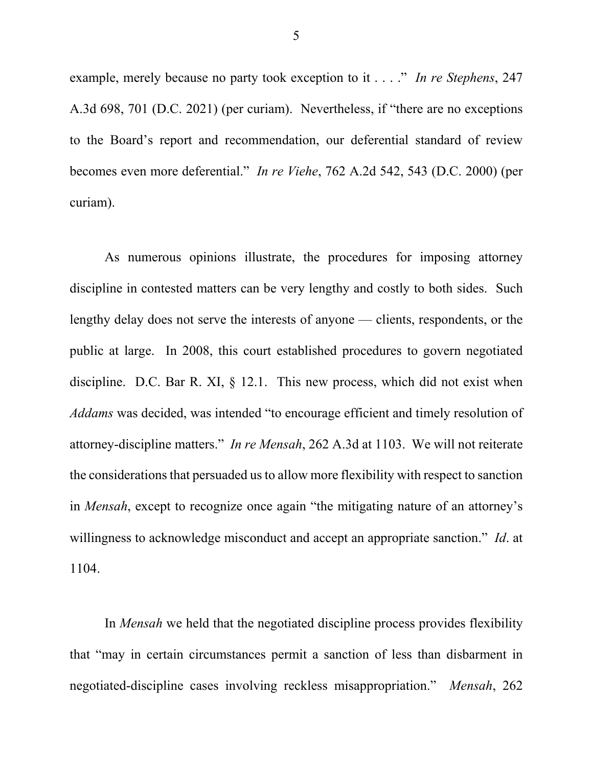example, merely because no party took exception to it . . . ." *In re Stephens*, 247 A.3d 698, 701 (D.C. 2021) (per curiam). Nevertheless, if "there are no exceptions to the Board's report and recommendation, our deferential standard of review becomes even more deferential." *In re Viehe*, 762 A.2d 542, 543 (D.C. 2000) (per curiam).

As numerous opinions illustrate, the procedures for imposing attorney discipline in contested matters can be very lengthy and costly to both sides. Such lengthy delay does not serve the interests of anyone — clients, respondents, or the public at large. In 2008, this court established procedures to govern negotiated discipline. D.C. Bar R. XI, § 12.1. This new process, which did not exist when *Addams* was decided, was intended "to encourage efficient and timely resolution of attorney-discipline matters." *In re Mensah*, 262 A.3d at 1103. We will not reiterate the considerations that persuaded us to allow more flexibility with respect to sanction in *Mensah*, except to recognize once again "the mitigating nature of an attorney's willingness to acknowledge misconduct and accept an appropriate sanction." *Id*. at 1104.

In *Mensah* we held that the negotiated discipline process provides flexibility that "may in certain circumstances permit a sanction of less than disbarment in negotiated-discipline cases involving reckless misappropriation." *Mensah*, 262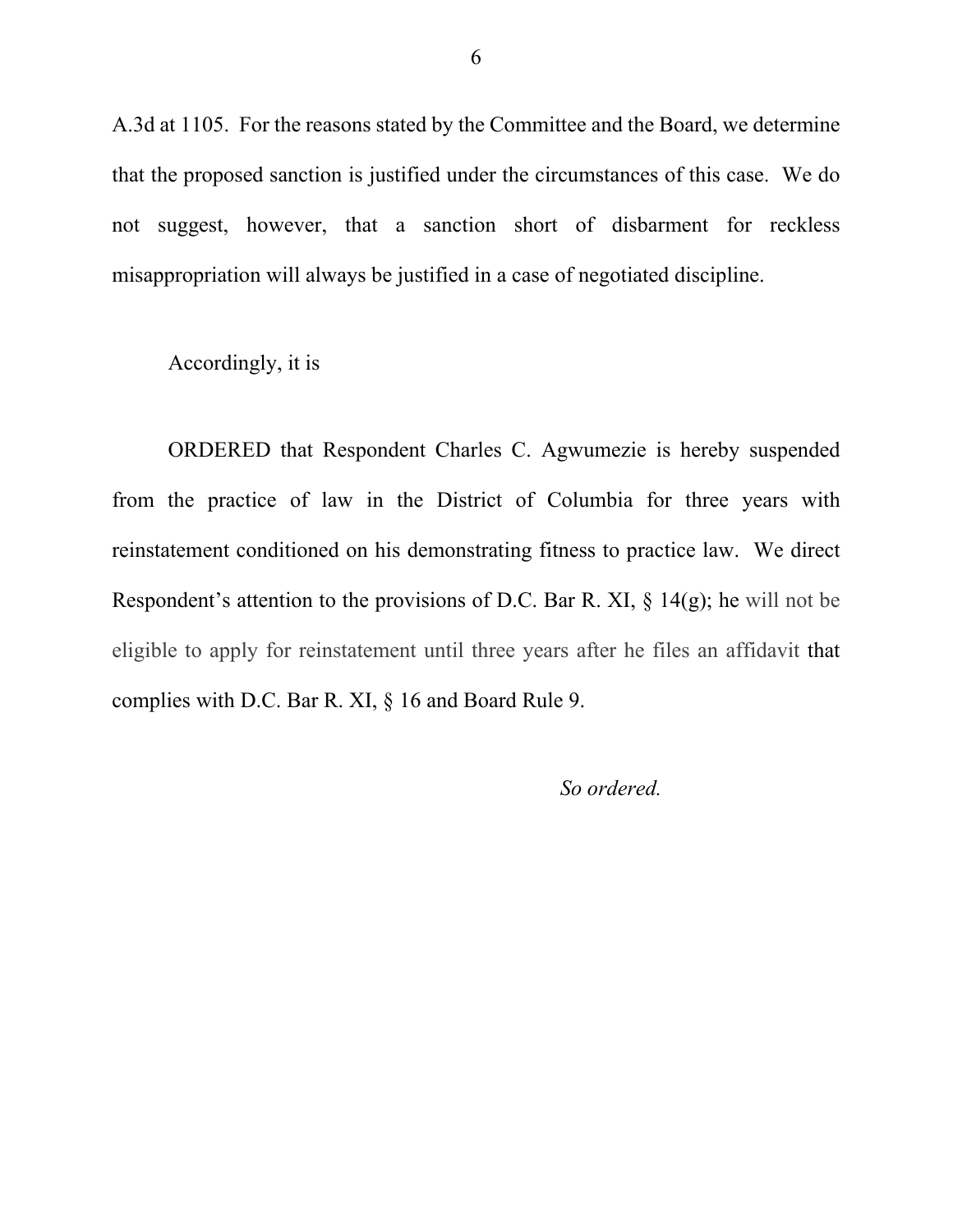A.3d at 1105. For the reasons stated by the Committee and the Board, we determine that the proposed sanction is justified under the circumstances of this case. We do not suggest, however, that a sanction short of disbarment for reckless misappropriation will always be justified in a case of negotiated discipline.

Accordingly, it is

ORDERED that Respondent Charles C. Agwumezie is hereby suspended from the practice of law in the District of Columbia for three years with reinstatement conditioned on his demonstrating fitness to practice law. We direct Respondent's attention to the provisions of D.C. Bar R. XI, § 14(g); he will not be eligible to apply for reinstatement until three years after he files an affidavit that complies with D.C. Bar R. XI, § 16 and Board Rule 9.

*So ordered.*